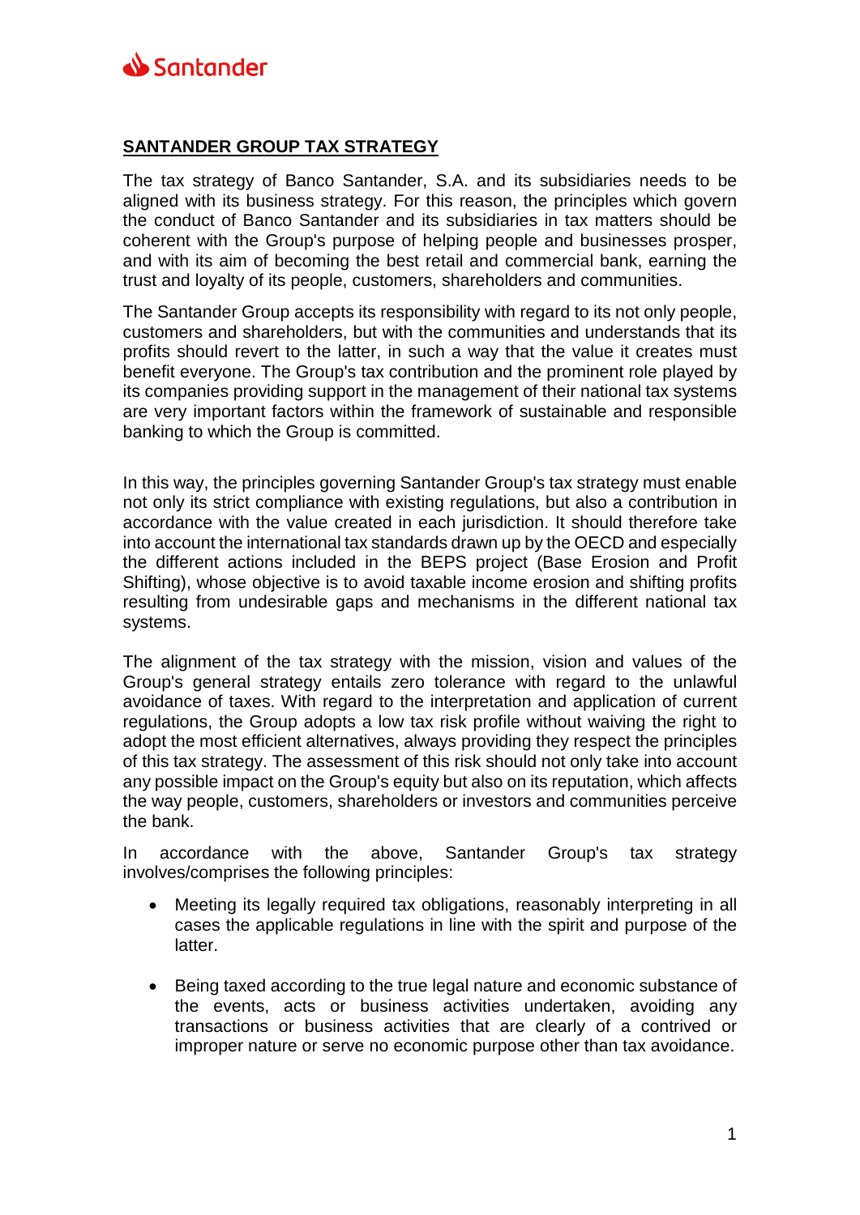## SANTANDER GROUP TAX STRATEGY

The tax strategy of Banco Santander, S.A. and its subsidiaries needs to be aligned with its business strategy. For this reason, the principles which govern the conduct of Banco Santander and its subsidiaries in tax matters should be coherent with the Group's purpose of helping people and businesses prosper, and with its aim of becoming the best retail and commercial bank, earning the trust and loyalty of its people, customers, shareholders and communities.

The Santander Group accepts its responsibility with regard to its not only people, customers and shareholders, but with the communities and understands that its profits should revert to the latter, in such a way that the value it creates must benefit everyone. The Group's tax contribution and the prominent role played by its companies providing support in the management of their national tax systems are very important factors within the framework of sustainable and responsible banking to which the Group is committed.

In this way, the principles governing Santander Group's tax strategy must enable not only its strict compliance with existing regulations, but also a contribution in accordance with the value created in each jurisdiction. It should therefore take into account the international tax standards drawn up by the OECD and especially the different actions included in the BEPS project (Base Erosion and Profit Shifting), whose objective is to avoid taxable income erosion and shifting profits resulting from undesirable gaps and mechanisms in the different national tax systems.

The alignment of the tax strategy with the mission, vision and values of the Group's general strategy entails zero tolerance with regard to the unlawful avoidance of taxes. With regard to the interpretation and application of current regulations, the Group adopts a low tax risk profile without waiving the right to adopt the most efficient alternatives, always providing they respect the principles of this tax strategy. The assessment of this risk should not only take into account any possible impact on the Group's equity but also on its reputation, which affects the way people, customers, shareholders or investors and communities perceive the bank.

In accordance with the above, Santander Group's tax strategy involves/comprises the following principles:

- Meeting its legally required tax obligations, reasonably interpreting in all cases the applicable regulations in line with the spirit and purpose of the latter.

- Being taxed according to the true legal nature and economic substance of the events, acts or business activities undertaken, avoiding any transactions or business activities that are clearly of a contrived or improper nature or serve no economic purpose other than tax avoidance.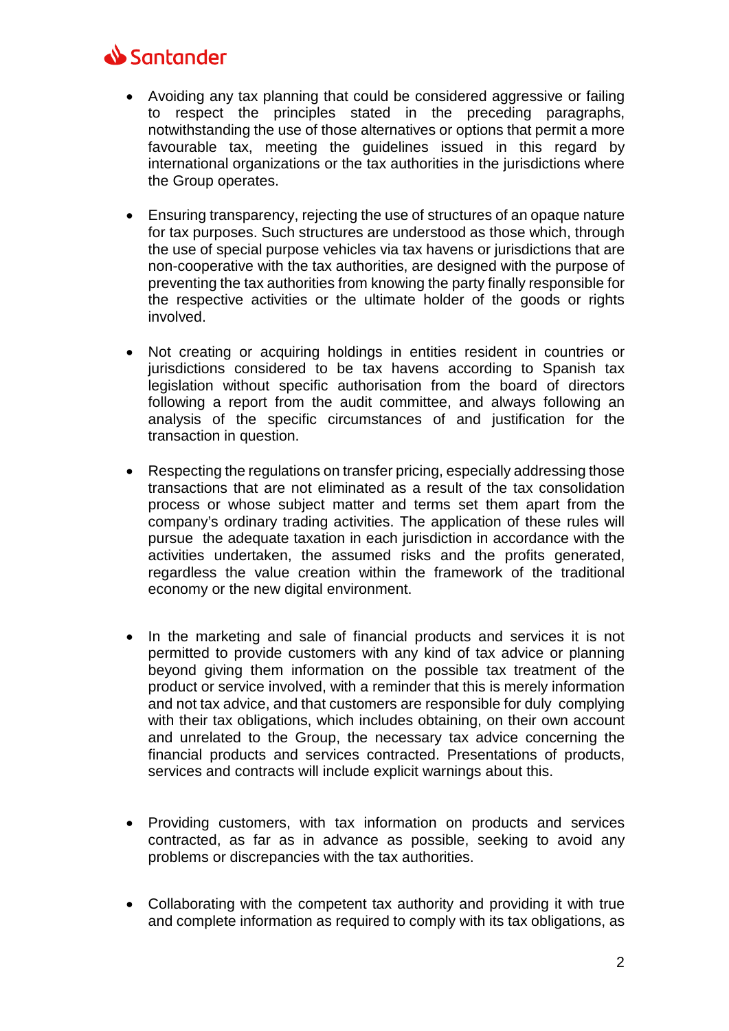- Avoiding any tax planning that could be considered aggressive or failing to respect the principles stated in the preceding paragraphs, notwithstanding the use of those alternatives or options that permit a more favourable tax, meeting the guidelines issued in this regard by international organizations or the tax authorities in the jurisdictions where the Group operates.

- Ensuring transparency, rejecting the use of structures of an opaque nature for tax purposes. Such structures are understood as those which, through the use of special purpose vehicles via tax havens or jurisdictions that are non-cooperative with the tax authorities, are designed with the purpose of preventing the tax authorities from knowing the party finally responsible for the respective activities or the ultimate holder of the goods or rights involved.

- Not creating or acquiring holdings in entities resident in countries or jurisdictions considered to be tax havens according to Spanish tax legislation without specific authorisation from the board of directors following a report from the audit committee, and always following an analysis of the specific circumstances of and justification for the transaction in question.

- Respecting the regulations on transfer pricing, especially addressing those transactions that are not eliminated as a result of the tax consolidation process or whose subject matter and terms set them apart from the company's ordinary trading activities. The application of these rules will pursue the adequate taxation in each jurisdiction in accordance with the activities undertaken, the assumed risks and the profits generated, regardless the value creation within the framework of the traditional economy or the new digital environment.

- In the marketing and sale of financial products and services it is not permitted to provide customers with any kind of tax advice or planning beyond giving them information on the possible tax treatment of the product or service involved, with a reminder that this is merely information and not tax advice, and that customers are responsible for duly complying with their tax obligations, which includes obtaining, on their own account and unrelated to the Group, the necessary tax advice concerning the financial products and services contracted. Presentations of products, services and contracts will include explicit warnings about this.

- Providing customers, with tax information on products and services contracted, as far as in advance as possible, seeking to avoid any problems or discrepancies with the tax authorities.

- Collaborating with the competent tax authority and providing it with true and complete information as required to comply with its tax obligations, as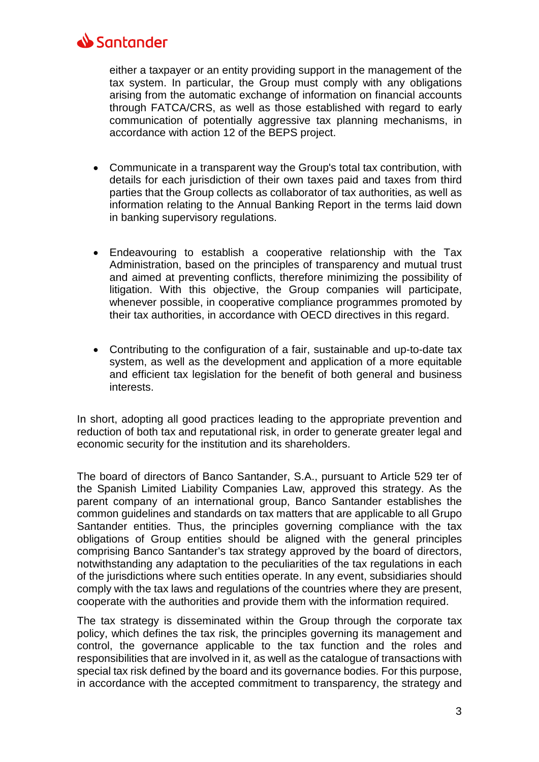either a taxpayer or an entity providing support in the management of the tax system. In particular, the Group must comply with any obligations arising from the automatic exchange of information on financial accounts through FATCA/CRS, as well as those established with regard to early communication of potentially aggressive tax planning mechanisms, in accordance with action 12 of the BEPS project.

- Communicate in a transparent way the Group's total tax contribution, with details for each jurisdiction of their own taxes paid and taxes from third parties that the Group collects as collaborator of tax authorities, as well as information relating to the Annual Banking Report in the terms laid down in banking supervisory regulations.

- Endeavouring to establish a cooperative relationship with the Tax Administration, based on the principles of transparency and mutual trust and aimed at preventing conflicts, therefore minimizing the possibility of litigation. With this objective, the Group companies will participate, whenever possible, in cooperative compliance programmes promoted by their tax authorities, in accordance with OECD directives in this regard.

- Contributing to the configuration of a fair, sustainable and up-to-date tax system, as well as the development and application of a more equitable and efficient tax legislation for the benefit of both general and business interests.

In short, adopting all good practices leading to the appropriate prevention and reduction of both tax and reputational risk, in order to generate greater legal and economic security for the institution and its shareholders.

The board of directors of Banco Santander, S.A., pursuant to Article 529 ter of the Spanish Limited Liability Companies Law, approved this strategy. As the parent company of an international group, Banco Santander establishes the common guidelines and standards on tax matters that are applicable to all Grupo Santander entities. Thus, the principles governing compliance with the tax obligations of Group entities should be aligned with the general principles comprising Banco Santander's tax strategy approved by the board of directors, notwithstanding any adaptation to the peculiarities of the tax regulations in each of the jurisdictions where such entities operate. In any event, subsidiaries should comply with the tax laws and regulations of the countries where they are present, cooperate with the authorities and provide them with the information required.

The tax strategy is disseminated within the Group through the corporate tax policy, which defines the tax risk, the principles governing its management and control, the governance applicable to the tax function and the roles and responsibilities that are involved in it, as well as the catalogue of transactions with special tax risk defined by the board and its governance bodies. For this purpose, in accordance with the accepted commitment to transparency, the strategy and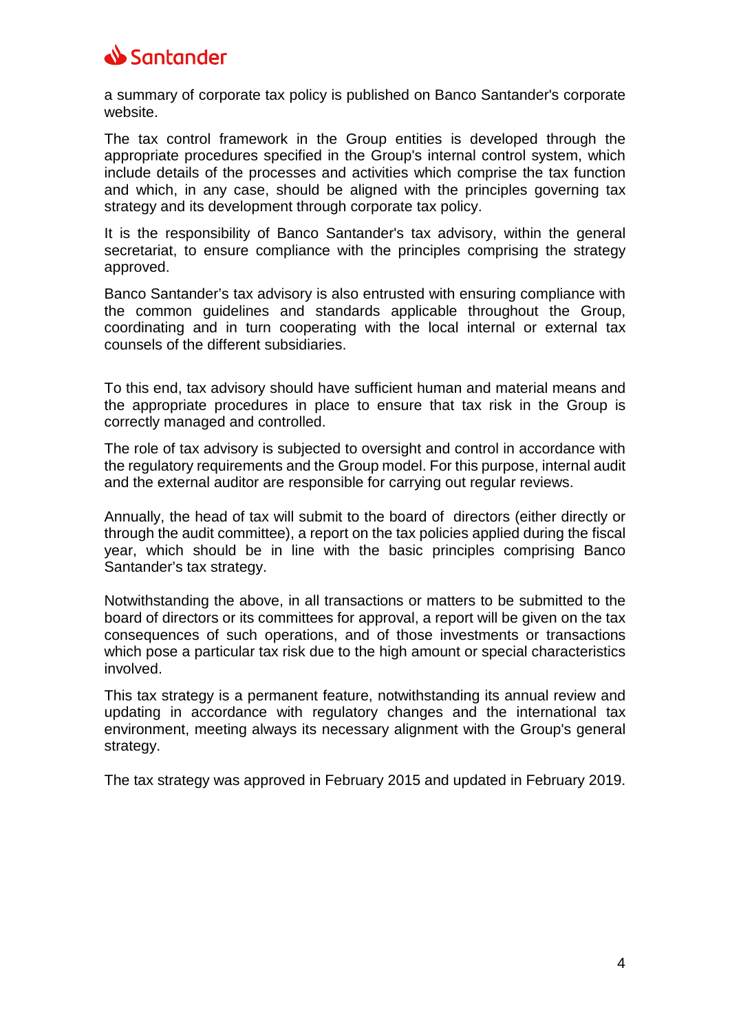a summary of corporate tax policy is published on Banco Santander's corporate website.

The tax control framework in the Group entities is developed through the appropriate procedures specified in the Group's internal control system, which include details of the processes and activities which comprise the tax function and which, in any case, should be aligned with the principles governing tax strategy and its development through corporate tax policy.

It is the responsibility of Banco Santander's tax advisory, within the general secretariat, to ensure compliance with the principles comprising the strategy approved.

Banco Santander's tax advisory is also entrusted with ensuring compliance with the common guidelines and standards applicable throughout the Group, coordinating and in turn cooperating with the local internal or external tax counsels of the different subsidiaries.

To this end, tax advisory should have sufficient human and material means and the appropriate procedures in place to ensure that tax risk in the Group is correctly managed and controlled.

The role of tax advisory is subjected to oversight and control in accordance with the regulatory requirements and the Group model. For this purpose, internal audit and the external auditor are responsible for carrying out regular reviews.

Annually, the head of tax will submit to the board of directors (either directly or through the audit committee), a report on the tax policies applied during the fiscal year, which should be in line with the basic principles comprising Banco Santander's tax strategy.

Notwithstanding the above, in all transactions or matters to be submitted to the board of directors or its committees for approval, a report will be given on the tax consequences of such operations, and of those investments or transactions which pose a particular tax risk due to the high amount or special characteristics involved.

This tax strategy is a permanent feature, notwithstanding its annual review and updating in accordance with regulatory changes and the international tax environment, meeting always its necessary alignment with the Group's general strategy.

The tax strategy was approved in February 2015 and updated in February 2019.